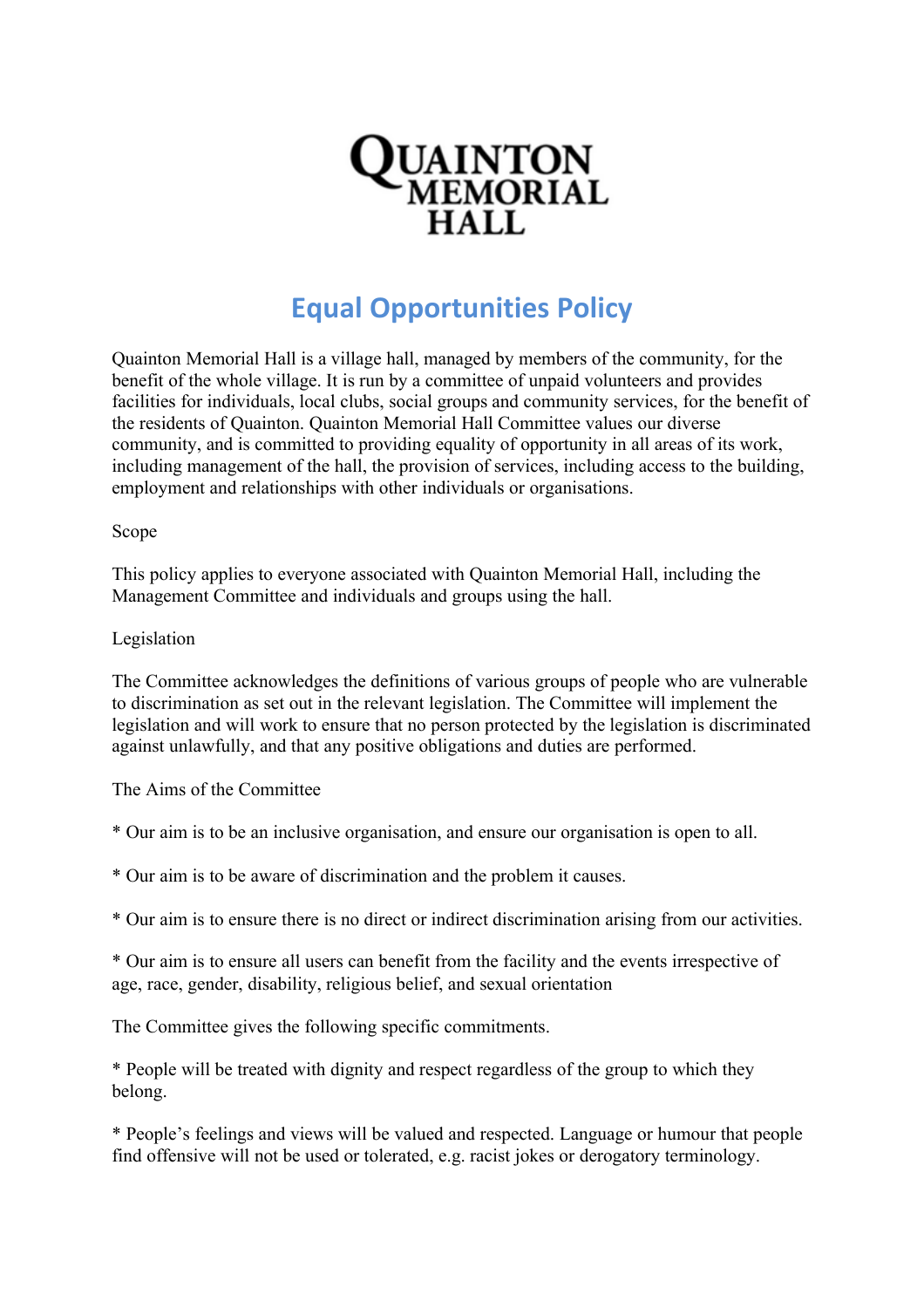# QUAINTON MEMORIAL HALL

## Equal Opportunities Policy

Quainton Memorial Hall is a village hall, managed by members of the community, for the benefit of the whole village. It is run by a committee of unpaid volunteers and provides facilities for individuals, local clubs, social groups and community services, for the benefit of the residents of Quainton. Quainton Memorial Hall Committee values our diverse community, and is committed to providing equality of opportunity in all areas of its work, including management of the hall, the provision of services, including access to the building, employment and relationships with other individuals or organisations.

Scope

This policy applies to everyone associated with Quainton Memorial Hall, including the Management Committee and individuals and groups using the hall.

Legislation

The Committee acknowledges the definitions of various groups of people who are vulnerable to discrimination as set out in the relevant legislation. The Committee will implement the legislation and will work to ensure that no person protected by the legislation is discriminated against unlawfully, and that any positive obligations and duties are performed.

The Aims of the Committee

* Our aim is to be an inclusive organisation, and ensure our organisation is open to all.

* Our aim is to be aware of discrimination and the problem it causes.

* Our aim is to ensure there is no direct or indirect discrimination arising from our activities.

* Our aim is to ensure all users can benefit from the facility and the events irrespective of age, race, gender, disability, religious belief, and sexual orientation

The Committee gives the following specific commitments.

* People will be treated with dignity and respect regardless of the group to which they belong.

* People's feelings and views will be valued and respected. Language or humour that people find offensive will not be used or tolerated, e.g. racist jokes or derogatory terminology.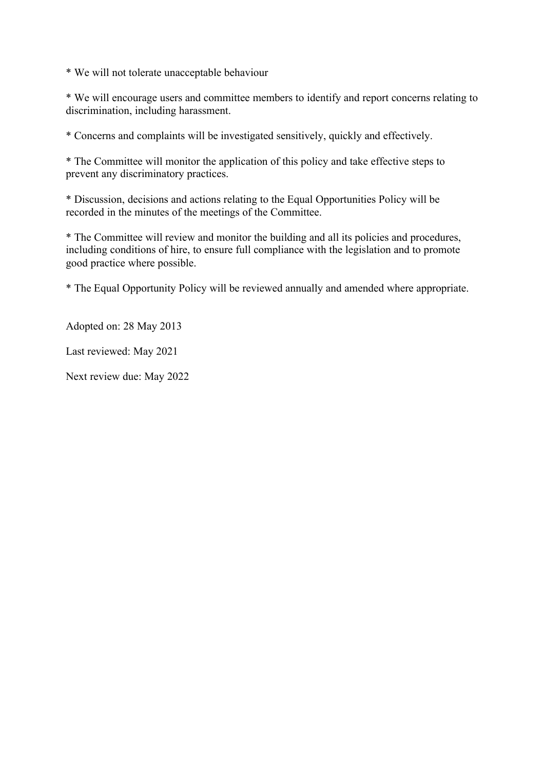* We will not tolerate unacceptable behaviour

* We will encourage users and committee members to identify and report concerns relating to discrimination, including harassment.

* Concerns and complaints will be investigated sensitively, quickly and effectively.

* The Committee will monitor the application of this policy and take effective steps to prevent any discriminatory practices.

* Discussion, decisions and actions relating to the Equal Opportunities Policy will be recorded in the minutes of the meetings of the Committee.

* The Committee will review and monitor the building and all its policies and procedures, including conditions of hire, to ensure full compliance with the legislation and to promote good practice where possible.

* The Equal Opportunity Policy will be reviewed annually and amended where appropriate.

Adopted on: 28 May 2013

Last reviewed: May 2021

Next review due: May 2022